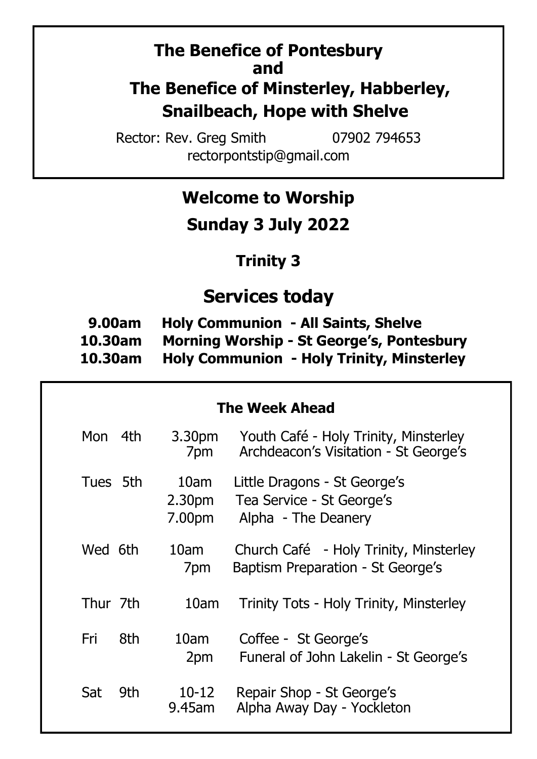**The Benefice of Pontesbury and The Benefice of Minsterley, Habberley, Snailbeach, Hope with Shelve**

Rector: Rev. Greg Smith 07902 794653
rectorpontstip@gmail.com

# Welcome to Worship

## Sunday 3 July 2022

### Trinity 3

## Services today

**9.00am Holy Communion - All Saints, Shelve**
**10.30am Morning Worship - St George's, Pontesbury**
**10.30am Holy Communion - Holy Trinity, Minsterley**

### The Week Ahead

| Day | Time | Event |
|---|---|---|
| Mon 4th | 3.30pm | Youth Café - Holy Trinity, Minsterley |
| | 7pm | Archdeacon's Visitation - St George's |
| Tues 5th | 10am | Little Dragons - St George's |
| | 2.30pm | Tea Service - St George's |
| | 7.00pm | Alpha - The Deanery |
| Wed 6th | 10am | Church Café - Holy Trinity, Minsterley |
| | 7pm | Baptism Preparation - St George's |
| Thur 7th | 10am | Trinity Tots - Holy Trinity, Minsterley |
| Fri 8th | 10am | Coffee - St George's |
| | 2pm | Funeral of John Lakelin - St George's |
| Sat 9th | 10-12 | Repair Shop - St George's |
| | 9.45am | Alpha Away Day - Yockleton |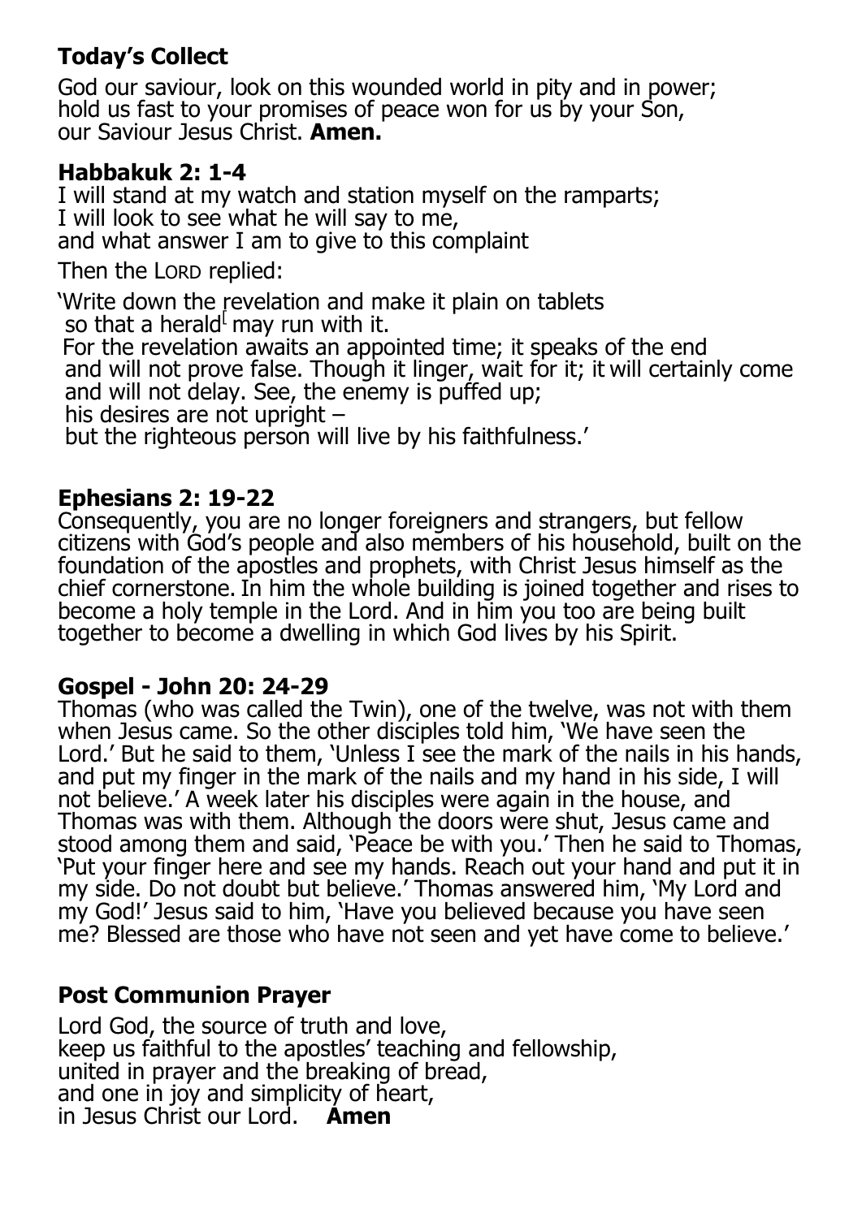### Today's Collect

God our saviour, look on this wounded world in pity and in power;
hold us fast to your promises of peace won for us by your Son,
our Saviour Jesus Christ. **Amen.**

### Habbakuk 2: 1-4

I will stand at my watch and station myself on the ramparts;
I will look to see what he will say to me,
and what answer I am to give to this complaint

Then the LORD replied:

'Write down the revelation and make it plain on tablets
so that a herald[ may run with it.
For the revelation awaits an appointed time; it speaks of the end
and will not prove false. Though it linger, wait for it; it will certainly come
and will not delay. See, the enemy is puffed up;
his desires are not upright –
but the righteous person will live by his faithfulness.'

### Ephesians 2: 19-22

Consequently, you are no longer foreigners and strangers, but fellow citizens with God's people and also members of his household, built on the foundation of the apostles and prophets, with Christ Jesus himself as the chief cornerstone. In him the whole building is joined together and rises to become a holy temple in the Lord. And in him you too are being built together to become a dwelling in which God lives by his Spirit.

### Gospel - John 20: 24-29

Thomas (who was called the Twin), one of the twelve, was not with them when Jesus came. So the other disciples told him, 'We have seen the Lord.' But he said to them, 'Unless I see the mark of the nails in his hands, and put my finger in the mark of the nails and my hand in his side, I will not believe.' A week later his disciples were again in the house, and Thomas was with them. Although the doors were shut, Jesus came and stood among them and said, 'Peace be with you.' Then he said to Thomas, 'Put your finger here and see my hands. Reach out your hand and put it in my side. Do not doubt but believe.' Thomas answered him, 'My Lord and my God!' Jesus said to him, 'Have you believed because you have seen me? Blessed are those who have not seen and yet have come to believe.'

### Post Communion Prayer

Lord God, the source of truth and love,
keep us faithful to the apostles' teaching and fellowship,
united in prayer and the breaking of bread,
and one in joy and simplicity of heart,
in Jesus Christ our Lord. **Amen**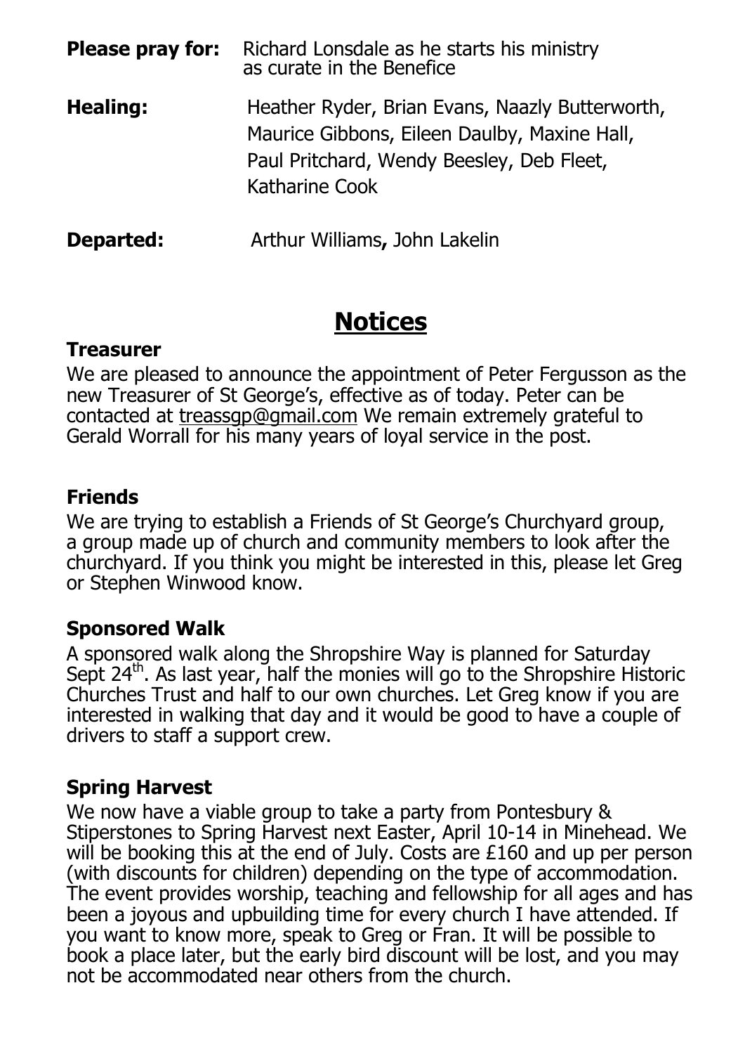**Please pray for:** Richard Lonsdale as he starts his ministry as curate in the Benefice

**Healing:** Heather Ryder, Brian Evans, Naazly Butterworth, Maurice Gibbons, Eileen Daulby, Maxine Hall, Paul Pritchard, Wendy Beesley, Deb Fleet, Katharine Cook

**Departed:** Arthur Williams**,** John Lakelin

# Notices

### Treasurer

We are pleased to announce the appointment of Peter Fergusson as the new Treasurer of St George's, effective as of today. Peter can be contacted at treassgp@gmail.com We remain extremely grateful to Gerald Worrall for his many years of loyal service in the post.

### Friends

We are trying to establish a Friends of St George's Churchyard group, a group made up of church and community members to look after the churchyard. If you think you might be interested in this, please let Greg or Stephen Winwood know.

### Sponsored Walk

A sponsored walk along the Shropshire Way is planned for Saturday Sept 24th. As last year, half the monies will go to the Shropshire Historic Churches Trust and half to our own churches. Let Greg know if you are interested in walking that day and it would be good to have a couple of drivers to staff a support crew.

### Spring Harvest

We now have a viable group to take a party from Pontesbury & Stiperstones to Spring Harvest next Easter, April 10-14 in Minehead. We will be booking this at the end of July. Costs are £160 and up per person (with discounts for children) depending on the type of accommodation. The event provides worship, teaching and fellowship for all ages and has been a joyous and upbuilding time for every church I have attended. If you want to know more, speak to Greg or Fran. It will be possible to book a place later, but the early bird discount will be lost, and you may not be accommodated near others from the church.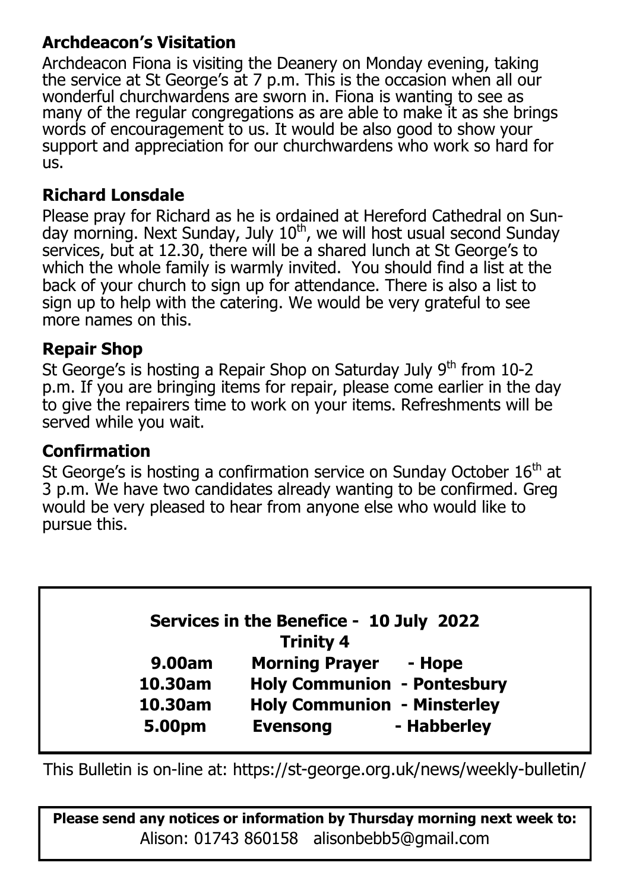## Archdeacon's Visitation

Archdeacon Fiona is visiting the Deanery on Monday evening, taking the service at St George's at 7 p.m. This is the occasion when all our wonderful churchwardens are sworn in. Fiona is wanting to see as many of the regular congregations as are able to make it as she brings words of encouragement to us. It would be also good to show your support and appreciation for our churchwardens who work so hard for us.

## Richard Lonsdale

Please pray for Richard as he is ordained at Hereford Cathedral on Sunday morning. Next Sunday, July 10th, we will host usual second Sunday services, but at 12.30, there will be a shared lunch at St George's to which the whole family is warmly invited. You should find a list at the back of your church to sign up for attendance. There is also a list to sign up to help with the catering. We would be very grateful to see more names on this.

## Repair Shop

St George's is hosting a Repair Shop on Saturday July 9th from 10-2 p.m. If you are bringing items for repair, please come earlier in the day to give the repairers time to work on your items. Refreshments will be served while you wait.

## Confirmation

St George's is hosting a confirmation service on Sunday October 16th at 3 p.m. We have two candidates already wanting to be confirmed. Greg would be very pleased to hear from anyone else who would like to pursue this.

**Services in the Benefice - 10 July 2022**

**Trinity 4**

| | | |
|---|---|---|
| **9.00am** | **Morning Prayer** | **- Hope** |
| **10.30am** | **Holy Communion** | **- Pontesbury** |
| **10.30am** | **Holy Communion** | **- Minsterley** |
| **5.00pm** | **Evensong** | **- Habberley** |

This Bulletin is on-line at: https://st-george.org.uk/news/weekly-bulletin/

**Please send any notices or information by Thursday morning next week to:**
Alison: 01743 860158 alisonbebb5@gmail.com